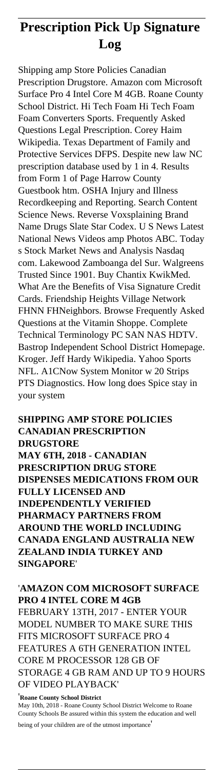# Prescription Pick Up Signature Log

Shipping amp Store Policies Canadian Prescription Drugstore. Amazon com Microsoft Surface Pro 4 Intel Core M 4GB. Roane County School District. Hi Tech Foam Hi Tech Foam Foam Converters Sports. Frequently Asked Questions Legal Prescription. Corey Haim Wikipedia. Texas Department of Family and Protective Services DFPS. Despite new law NC prescription database used by 1 in 4. Results from Form 1 of Page Harrow County Guestbook htm. OSHA Injury and Illness Recordkeeping and Reporting. Search Content Science News. Reverse Voxsplaining Brand Name Drugs Slate Star Codex. U S News Latest National News Videos amp Photos ABC. Today s Stock Market News and Analysis Nasdaq com. Lakewood Zamboanga del Sur. Walgreens Trusted Since 1901. Buy Chantix KwikMed. What Are the Benefits of Visa Signature Credit Cards. Friendship Heights Village Network FHNN FHNeighbors. Browse Frequently Asked Questions at the Vitamin Shoppe. Complete Technical Terminology PC SAN NAS HDTV. Bastrop Independent School District Homepage. Kroger. Jeff Hardy Wikipedia. Yahoo Sports NFL. A1CNow System Monitor w 20 Strips PTS Diagnostics. How long does Spice stay in your system

**SHIPPING AMP STORE POLICIES CANADIAN PRESCRIPTION DRUGSTORE**

**MAY 6TH, 2018 - CANADIAN PRESCRIPTION DRUG STORE DISPENSES MEDICATIONS FROM OUR FULLY LICENSED AND INDEPENDENTLY VERIFIED PHARMACY PARTNERS FROM AROUND THE WORLD INCLUDING CANADA ENGLAND AUSTRALIA NEW ZEALAND INDIA TURKEY AND SINGAPORE**'

'**AMAZON COM MICROSOFT SURFACE PRO 4 INTEL CORE M 4GB**

FEBRUARY 13TH, 2017 - ENTER YOUR MODEL NUMBER TO MAKE SURE THIS FITS MICROSOFT SURFACE PRO 4 FEATURES A 6TH GENERATION INTEL CORE M PROCESSOR 128 GB OF STORAGE 4 GB RAM AND UP TO 9 HOURS OF VIDEO PLAYBACK'

'**Roane County School District**

May 10th, 2018 - Roane County School District Welcome to Roane County Schools Be assured within this system the education and well being of your children are of the utmost importance'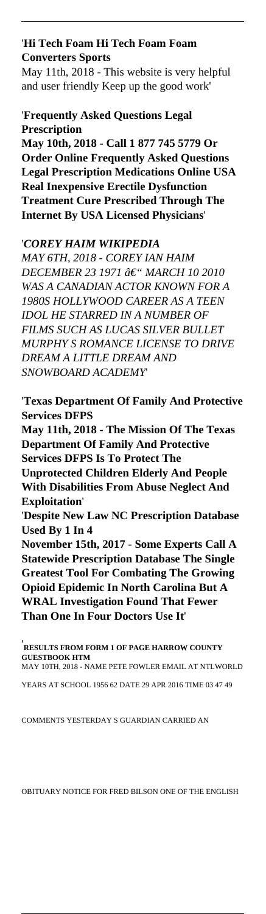'**Hi Tech Foam Hi Tech Foam Foam Converters Sports**
May 11th, 2018 - This website is very helpful and user friendly Keep up the good work'

'**Frequently Asked Questions Legal Prescription**
**May 10th, 2018 - Call 1 877 745 5779 Or Order Online Frequently Asked Questions Legal Prescription Medications Online USA Real Inexpensive Erectile Dysfunction Treatment Cure Prescribed Through The Internet By USA Licensed Physicians**'

'***COREY HAIM WIKIPEDIA***
*MAY 6TH, 2018 - COREY IAN HAIM DECEMBER 23 1971 â€“ MARCH 10 2010 WAS A CANADIAN ACTOR KNOWN FOR A 1980S HOLLYWOOD CAREER AS A TEEN IDOL HE STARRED IN A NUMBER OF FILMS SUCH AS LUCAS SILVER BULLET MURPHY S ROMANCE LICENSE TO DRIVE DREAM A LITTLE DREAM AND SNOWBOARD ACADEMY*'

'**Texas Department Of Family And Protective Services DFPS**
**May 11th, 2018 - The Mission Of The Texas Department Of Family And Protective Services DFPS Is To Protect The Unprotected Children Elderly And People With Disabilities From Abuse Neglect And Exploitation**'
'**Despite New Law NC Prescription Database Used By 1 In 4**
**November 15th, 2017 - Some Experts Call A Statewide Prescription Database The Single Greatest Tool For Combating The Growing Opioid Epidemic In North Carolina But A WRAL Investigation Found That Fewer Than One In Four Doctors Use It**'

'**RESULTS FROM FORM 1 OF PAGE HARROW COUNTY GUESTBOOK HTM**
MAY 10TH, 2018 - NAME PETE FOWLER EMAIL AT NTLWORLD YEARS AT SCHOOL 1956 62 DATE 29 APR 2016 TIME 03 47 49 COMMENTS YESTERDAY S GUARDIAN CARRIED AN OBITUARY NOTICE FOR FRED BILSON ONE OF THE ENGLISH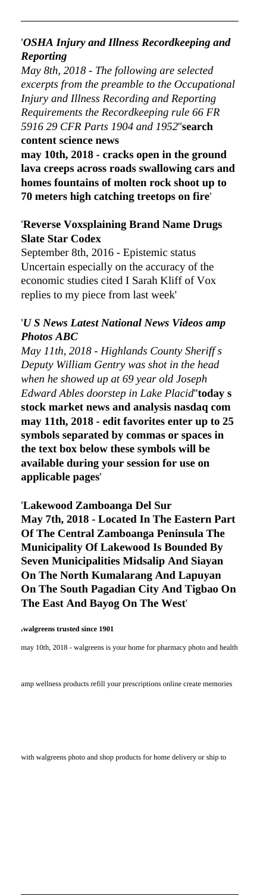'***OSHA Injury and Illness Recordkeeping and Reporting***

*May 8th, 2018 - The following are selected excerpts from the preamble to the Occupational Injury and Illness Recording and Reporting Requirements the Recordkeeping rule 66 FR 5916 29 CFR Parts 1904 and 1952*''**search content science news**

**may 10th, 2018 - cracks open in the ground lava creeps across roads swallowing cars and homes fountains of molten rock shoot up to 70 meters high catching treetops on fire**'

'**Reverse Voxsplaining Brand Name Drugs Slate Star Codex**

September 8th, 2016 - Epistemic status Uncertain especially on the accuracy of the economic studies cited I Sarah Kliff of Vox replies to my piece from last week'

'***U S News Latest National News Videos amp Photos ABC***

*May 11th, 2018 - Highlands County Sheriff s Deputy William Gentry was shot in the head when he showed up at 69 year old Joseph Edward Ables doorstep in Lake Placid*''**today s stock market news and analysis nasdaq com may 11th, 2018 - edit favorites enter up to 25 symbols separated by commas or spaces in the text box below these symbols will be available during your session for use on applicable pages**'

'**Lakewood Zamboanga Del Sur**

**May 7th, 2018 - Located In The Eastern Part Of The Central Zamboanga Peninsula The Municipality Of Lakewood Is Bounded By Seven Municipalities Midsalip And Siayan On The North Kumalarang And Lapuyan On The South Pagadian City And Tigbao On The East And Bayog On The West**'

'**walgreens trusted since 1901**

may 10th, 2018 - walgreens is your home for pharmacy photo and health amp wellness products refill your prescriptions online create memories with walgreens photo and shop products for home delivery or ship to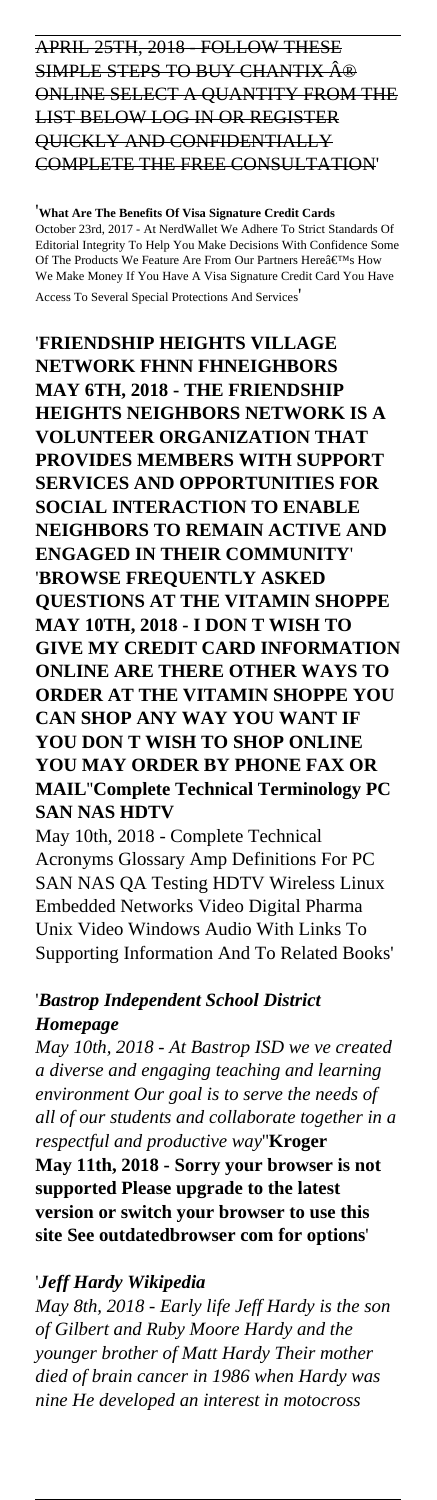~~APRIL 25TH, 2018 - FOLLOW THESE SIMPLE STEPS TO BUY CHANTIX Â® ONLINE SELECT A QUANTITY FROM THE LIST BELOW LOG IN OR REGISTER QUICKLY AND CONFIDENTIALLY COMPLETE THE FREE CONSULTATION~~'

'**What Are The Benefits Of Visa Signature Credit Cards**

October 23rd, 2017 - At NerdWallet We Adhere To Strict Standards Of Editorial Integrity To Help You Make Decisions With Confidence Some Of The Products We Feature Are From Our Partners Hereâ€™s How We Make Money If You Have A Visa Signature Credit Card You Have Access To Several Special Protections And Services'

'**FRIENDSHIP HEIGHTS VILLAGE NETWORK FHNN FHNEIGHBORS MAY 6TH, 2018 - THE FRIENDSHIP HEIGHTS NEIGHBORS NETWORK IS A VOLUNTEER ORGANIZATION THAT PROVIDES MEMBERS WITH SUPPORT SERVICES AND OPPORTUNITIES FOR SOCIAL INTERACTION TO ENABLE NEIGHBORS TO REMAIN ACTIVE AND ENGAGED IN THEIR COMMUNITY**'

'**BROWSE FREQUENTLY ASKED QUESTIONS AT THE VITAMIN SHOPPE MAY 10TH, 2018 - I DON T WISH TO GIVE MY CREDIT CARD INFORMATION ONLINE ARE THERE OTHER WAYS TO ORDER AT THE VITAMIN SHOPPE YOU CAN SHOP ANY WAY YOU WANT IF YOU DON T WISH TO SHOP ONLINE YOU MAY ORDER BY PHONE FAX OR MAIL**''**Complete Technical Terminology PC SAN NAS HDTV**

May 10th, 2018 - Complete Technical Acronyms Glossary Amp Definitions For PC SAN NAS QA Testing HDTV Wireless Linux Embedded Networks Video Digital Pharma Unix Video Windows Audio With Links To Supporting Information And To Related Books'

'***Bastrop Independent School District Homepage***

*May 10th, 2018 - At Bastrop ISD we ve created a diverse and engaging teaching and learning environment Our goal is to serve the needs of all of our students and collaborate together in a respectful and productive way*''**Kroger**

**May 11th, 2018 - Sorry your browser is not supported Please upgrade to the latest version or switch your browser to use this site See outdatedbrowser com for options**'

'***Jeff Hardy Wikipedia***

*May 8th, 2018 - Early life Jeff Hardy is the son of Gilbert and Ruby Moore Hardy and the younger brother of Matt Hardy Their mother died of brain cancer in 1986 when Hardy was nine He developed an interest in motocross*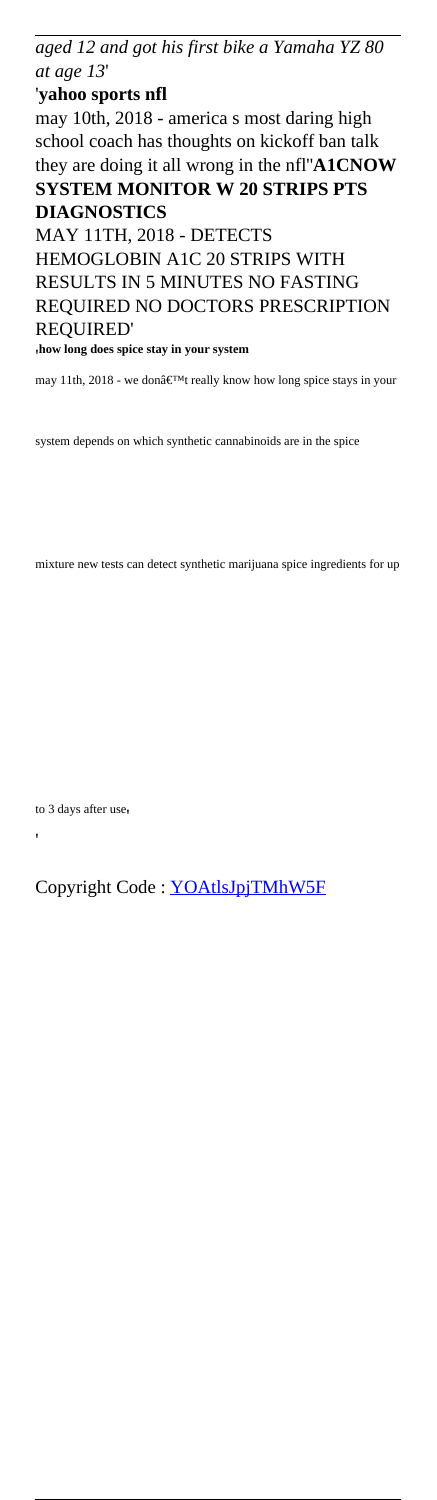*aged 12 and got his first bike a Yamaha YZ 80 at age 13*'

'**yahoo sports nfl**

may 10th, 2018 - america s most daring high school coach has thoughts on kickoff ban talk they are doing it all wrong in the nfl''**A1CNOW SYSTEM MONITOR W 20 STRIPS PTS DIAGNOSTICS**

MAY 11TH, 2018 - DETECTS HEMOGLOBIN A1C 20 STRIPS WITH RESULTS IN 5 MINUTES NO FASTING REQUIRED NO DOCTORS PRESCRIPTION REQUIRED'

'**how long does spice stay in your system**

may 11th, 2018 - we donâ€™t really know how long spice stays in your system depends on which synthetic cannabinoids are in the spice mixture new tests can detect synthetic marijuana spice ingredients for up to 3 days after use'

'

Copyright Code : YOAtlsJpjTMhW5F